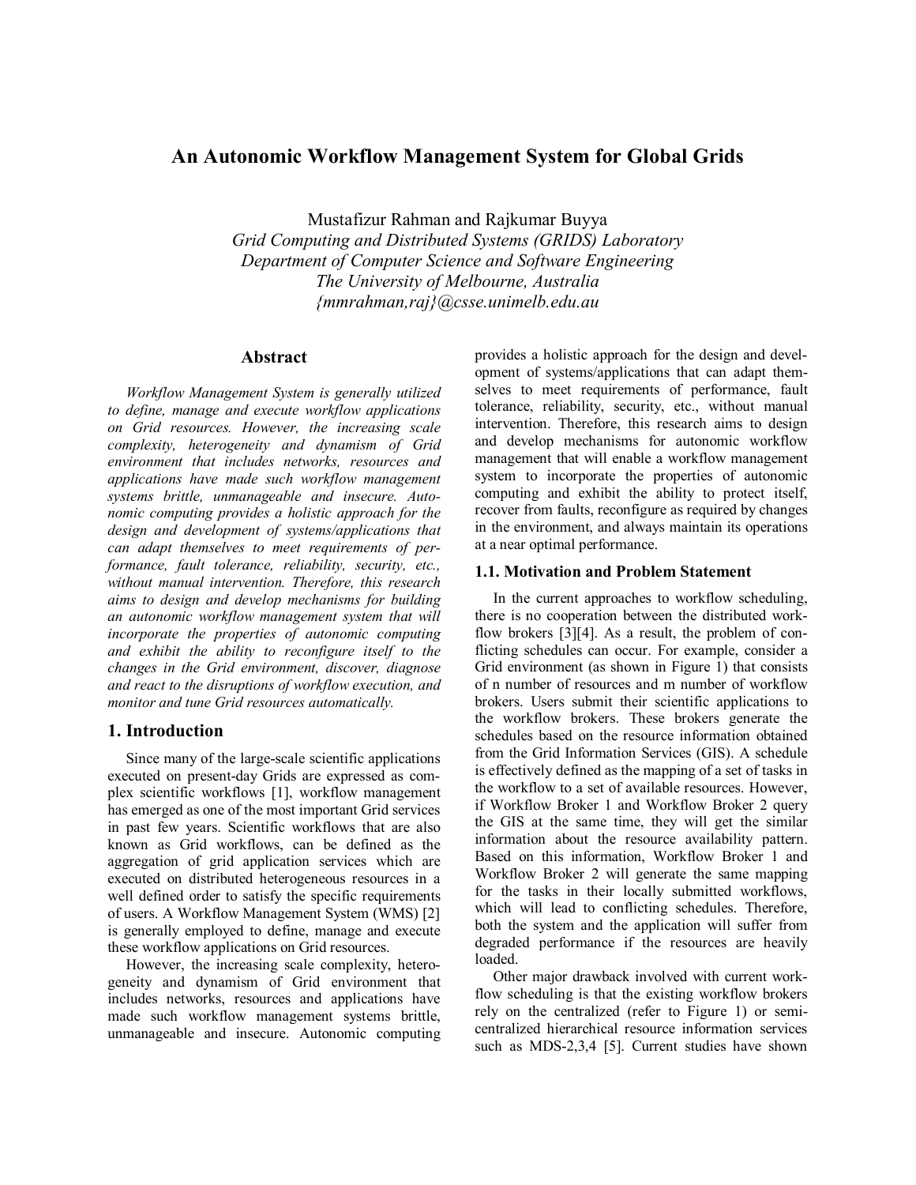# An Autonomic Workflow Management System for Global Grids

Mustafizur Rahman and Rajkumar Buyya
*Grid Computing and Distributed Systems (GRIDS) Laboratory*
*Department of Computer Science and Software Engineering*
*The University of Melbourne, Australia*
*{mmrahman,raj}@csse.unimelb.edu.au*

## Abstract

*Workflow Management System is generally utilized to define, manage and execute workflow applications on Grid resources. However, the increasing scale complexity, heterogeneity and dynamism of Grid environment that includes networks, resources and applications have made such workflow management systems brittle, unmanageable and insecure. Autonomic computing provides a holistic approach for the design and development of systems/applications that can adapt themselves to meet requirements of performance, fault tolerance, reliability, security, etc., without manual intervention. Therefore, this research aims to design and develop mechanisms for building an autonomic workflow management system that will incorporate the properties of autonomic computing and exhibit the ability to reconfigure itself to the changes in the Grid environment, discover, diagnose and react to the disruptions of workflow execution, and monitor and tune Grid resources automatically.*

## 1. Introduction

Since many of the large-scale scientific applications executed on present-day Grids are expressed as complex scientific workflows [1], workflow management has emerged as one of the most important Grid services in past few years. Scientific workflows that are also known as Grid workflows, can be defined as the aggregation of grid application services which are executed on distributed heterogeneous resources in a well defined order to satisfy the specific requirements of users. A Workflow Management System (WMS) [2] is generally employed to define, manage and execute these workflow applications on Grid resources.

However, the increasing scale complexity, heterogeneity and dynamism of Grid environment that includes networks, resources and applications have made such workflow management systems brittle, unmanageable and insecure. Autonomic computing provides a holistic approach for the design and development of systems/applications that can adapt themselves to meet requirements of performance, fault tolerance, reliability, security, etc., without manual intervention. Therefore, this research aims to design and develop mechanisms for autonomic workflow management that will enable a workflow management system to incorporate the properties of autonomic computing and exhibit the ability to protect itself, recover from faults, reconfigure as required by changes in the environment, and always maintain its operations at a near optimal performance.

### 1.1. Motivation and Problem Statement

In the current approaches to workflow scheduling, there is no cooperation between the distributed workflow brokers [3][4]. As a result, the problem of conflicting schedules can occur. For example, consider a Grid environment (as shown in Figure 1) that consists of n number of resources and m number of workflow brokers. Users submit their scientific applications to the workflow brokers. These brokers generate the schedules based on the resource information obtained from the Grid Information Services (GIS). A schedule is effectively defined as the mapping of a set of tasks in the workflow to a set of available resources. However, if Workflow Broker 1 and Workflow Broker 2 query the GIS at the same time, they will get the similar information about the resource availability pattern. Based on this information, Workflow Broker 1 and Workflow Broker 2 will generate the same mapping for the tasks in their locally submitted workflows, which will lead to conflicting schedules. Therefore, both the system and the application will suffer from degraded performance if the resources are heavily loaded.

Other major drawback involved with current workflow scheduling is that the existing workflow brokers rely on the centralized (refer to Figure 1) or semi-centralized hierarchical resource information services such as MDS-2,3,4 [5]. Current studies have shown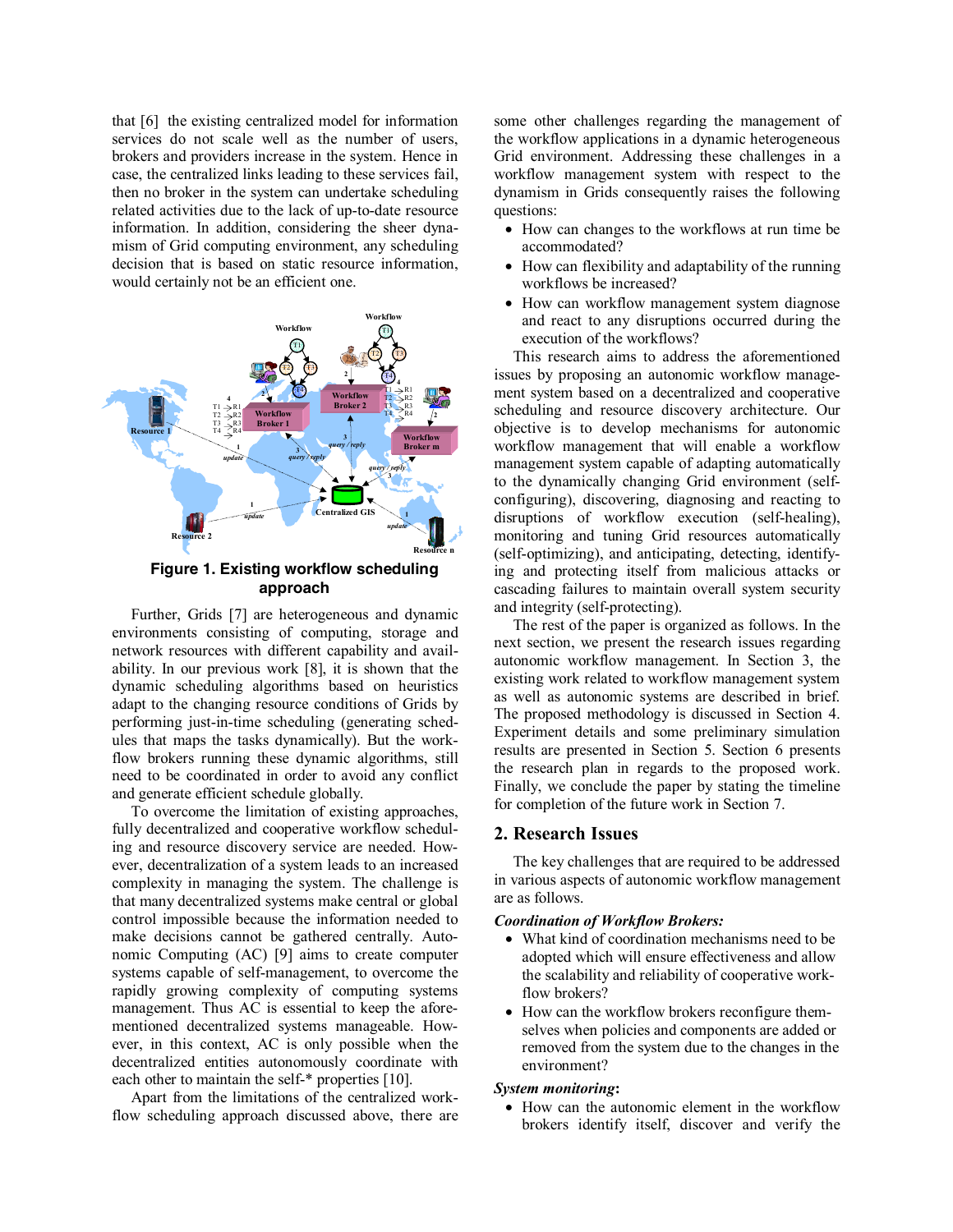that [6] the existing centralized model for information services do not scale well as the number of users, brokers and providers increase in the system. Hence in case, the centralized links leading to these services fail, then no broker in the system can undertake scheduling related activities due to the lack of up-to-date resource information. In addition, considering the sheer dynamism of Grid computing environment, any scheduling decision that is based on static resource information, would certainly not be an efficient one.

**Figure 1. Existing workflow scheduling approach**

Further, Grids [7] are heterogeneous and dynamic environments consisting of computing, storage and network resources with different capability and availability. In our previous work [8], it is shown that the dynamic scheduling algorithms based on heuristics adapt to the changing resource conditions of Grids by performing just-in-time scheduling (generating schedules that maps the tasks dynamically). But the workflow brokers running these dynamic algorithms, still need to be coordinated in order to avoid any conflict and generate efficient schedule globally.

To overcome the limitation of existing approaches, fully decentralized and cooperative workflow scheduling and resource discovery service are needed. However, decentralization of a system leads to an increased complexity in managing the system. The challenge is that many decentralized systems make central or global control impossible because the information needed to make decisions cannot be gathered centrally. Autonomic Computing (AC) [9] aims to create computer systems capable of self-management, to overcome the rapidly growing complexity of computing systems management. Thus AC is essential to keep the aforementioned decentralized systems manageable. However, in this context, AC is only possible when the decentralized entities autonomously coordinate with each other to maintain the self-* properties [10].

Apart from the limitations of the centralized workflow scheduling approach discussed above, there are some other challenges regarding the management of the workflow applications in a dynamic heterogeneous Grid environment. Addressing these challenges in a workflow management system with respect to the dynamism in Grids consequently raises the following questions:

- How can changes to the workflows at run time be accommodated?
- How can flexibility and adaptability of the running workflows be increased?
- How can workflow management system diagnose and react to any disruptions occurred during the execution of the workflows?

This research aims to address the aforementioned issues by proposing an autonomic workflow management system based on a decentralized and cooperative scheduling and resource discovery architecture. Our objective is to develop mechanisms for autonomic workflow management that will enable a workflow management system capable of adapting automatically to the dynamically changing Grid environment (self-configuring), discovering, diagnosing and reacting to disruptions of workflow execution (self-healing), monitoring and tuning Grid resources automatically (self-optimizing), and anticipating, detecting, identifying and protecting itself from malicious attacks or cascading failures to maintain overall system security and integrity (self-protecting).

The rest of the paper is organized as follows. In the next section, we present the research issues regarding autonomic workflow management. In Section 3, the existing work related to workflow management system as well as autonomic systems are described in brief. The proposed methodology is discussed in Section 4. Experiment details and some preliminary simulation results are presented in Section 5. Section 6 presents the research plan in regards to the proposed work. Finally, we conclude the paper by stating the timeline for completion of the future work in Section 7.

## 2. Research Issues

The key challenges that are required to be addressed in various aspects of autonomic workflow management are as follows.

***Coordination of Workflow Brokers:***

- What kind of coordination mechanisms need to be adopted which will ensure effectiveness and allow the scalability and reliability of cooperative workflow brokers?
- How can the workflow brokers reconfigure themselves when policies and components are added or removed from the system due to the changes in the environment?

***System monitoring*:**

- How can the autonomic element in the workflow brokers identify itself, discover and verify the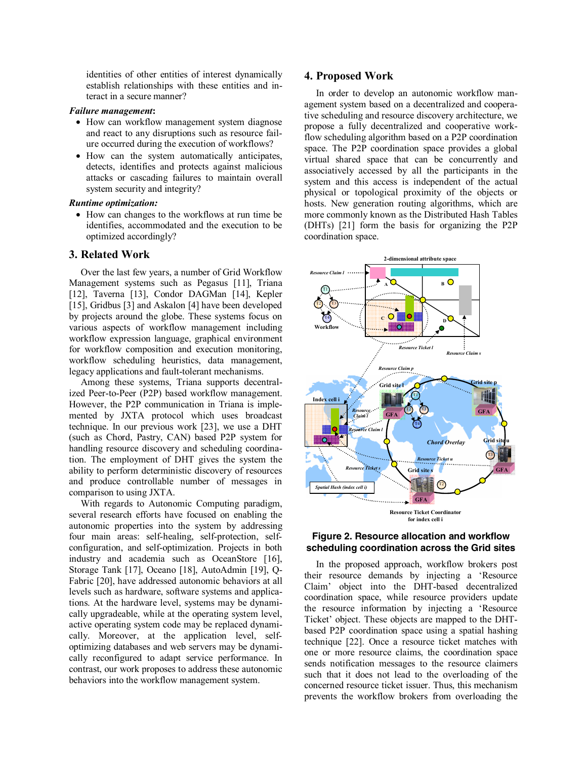identities of other entities of interest dynamically establish relationships with these entities and interact in a secure manner?

***Failure management*:**

- How can workflow management system diagnose and react to any disruptions such as resource failure occurred during the execution of workflows?
- How can the system automatically anticipates, detects, identifies and protects against malicious attacks or cascading failures to maintain overall system security and integrity?

***Runtime optimization:***

- How can changes to the workflows at run time be identifies, accommodated and the execution to be optimized accordingly?

## 3. Related Work

Over the last few years, a number of Grid Workflow Management systems such as Pegasus [11], Triana [12], Taverna [13], Condor DAGMan [14], Kepler [15], Gridbus [3] and Askalon [4] have been developed by projects around the globe. These systems focus on various aspects of workflow management including workflow expression language, graphical environment for workflow composition and execution monitoring, workflow scheduling heuristics, data management, legacy applications and fault-tolerant mechanisms.

Among these systems, Triana supports decentralized Peer-to-Peer (P2P) based workflow management. However, the P2P communication in Triana is implemented by JXTA protocol which uses broadcast technique. In our previous work [23], we use a DHT (such as Chord, Pastry, CAN) based P2P system for handling resource discovery and scheduling coordination. The employment of DHT gives the system the ability to perform deterministic discovery of resources and produce controllable number of messages in comparison to using JXTA.

With regards to Autonomic Computing paradigm, several research efforts have focused on enabling the autonomic properties into the system by addressing four main areas: self-healing, self-protection, self-configuration, and self-optimization. Projects in both industry and academia such as OceanStore [16], Storage Tank [17], Oceano [18], AutoAdmin [19], Q-Fabric [20], have addressed autonomic behaviors at all levels such as hardware, software systems and applications. At the hardware level, systems may be dynamically upgradeable, while at the operating system level, active operating system code may be replaced dynamically. Moreover, at the application level, self-optimizing databases and web servers may be dynamically reconfigured to adapt service performance. In contrast, our work proposes to address these autonomic behaviors into the workflow management system.

## 4. Proposed Work

In order to develop an autonomic workflow management system based on a decentralized and cooperative scheduling and resource discovery architecture, we propose a fully decentralized and cooperative workflow scheduling algorithm based on a P2P coordination space. The P2P coordination space provides a global virtual shared space that can be concurrently and associatively accessed by all the participants in the system and this access is independent of the actual physical or topological proximity of the objects or hosts. New generation routing algorithms, which are more commonly known as the Distributed Hash Tables (DHTs) [21] form the basis for organizing the P2P coordination space.

**Figure 2. Resource allocation and workflow scheduling coordination across the Grid sites**

In the proposed approach, workflow brokers post their resource demands by injecting a 'Resource Claim' object into the DHT-based decentralized coordination space, while resource providers update the resource information by injecting a 'Resource Ticket' object. These objects are mapped to the DHT-based P2P coordination space using a spatial hashing technique [22]. Once a resource ticket matches with one or more resource claims, the coordination space sends notification messages to the resource claimers such that it does not lead to the overloading of the concerned resource ticket issuer. Thus, this mechanism prevents the workflow brokers from overloading the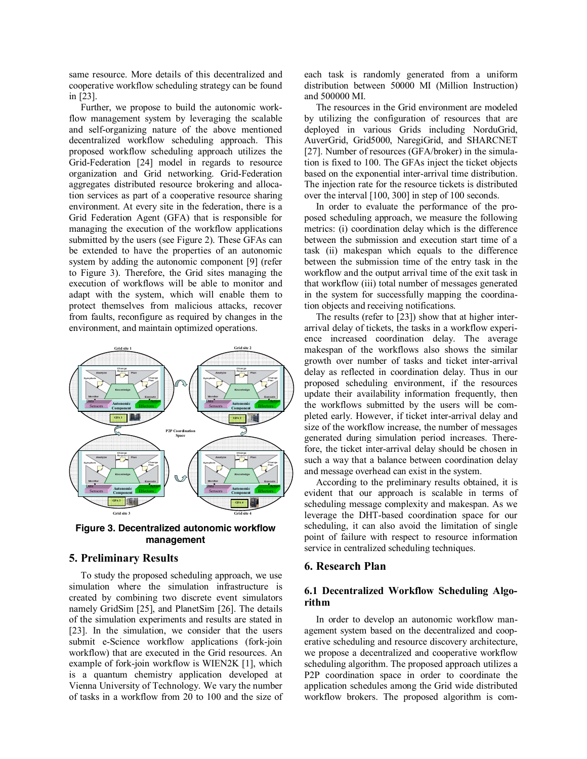same resource. More details of this decentralized and cooperative workflow scheduling strategy can be found in [23].

Further, we propose to build the autonomic workflow management system by leveraging the scalable and self-organizing nature of the above mentioned decentralized workflow scheduling approach. This proposed workflow scheduling approach utilizes the Grid-Federation [24] model in regards to resource organization and Grid networking. Grid-Federation aggregates distributed resource brokering and allocation services as part of a cooperative resource sharing environment. At every site in the federation, there is a Grid Federation Agent (GFA) that is responsible for managing the execution of the workflow applications submitted by the users (see Figure 2). These GFAs can be extended to have the properties of an autonomic system by adding the autonomic component [9] (refer to Figure 3). Therefore, the Grid sites managing the execution of workflows will be able to monitor and adapt with the system, which will enable them to protect themselves from malicious attacks, recover from faults, reconfigure as required by changes in the environment, and maintain optimized operations.

**Figure 3. Decentralized autonomic workflow management**

## 5. Preliminary Results

To study the proposed scheduling approach, we use simulation where the simulation infrastructure is created by combining two discrete event simulators namely GridSim [25], and PlanetSim [26]. The details of the simulation experiments and results are stated in [23]. In the simulation, we consider that the users submit e-Science workflow applications (fork-join workflow) that are executed in the Grid resources. An example of fork-join workflow is WIEN2K [1], which is a quantum chemistry application developed at Vienna University of Technology. We vary the number of tasks in a workflow from 20 to 100 and the size of each task is randomly generated from a uniform distribution between 50000 MI (Million Instruction) and 500000 MI.

The resources in the Grid environment are modeled by utilizing the configuration of resources that are deployed in various Grids including NorduGrid, AuverGrid, Grid5000, NaregiGrid, and SHARCNET [27]. Number of resources (GFA/broker) in the simulation is fixed to 100. The GFAs inject the ticket objects based on the exponential inter-arrival time distribution. The injection rate for the resource tickets is distributed over the interval [100, 300] in step of 100 seconds.

In order to evaluate the performance of the proposed scheduling approach, we measure the following metrics: (i) coordination delay which is the difference between the submission and execution start time of a task (ii) makespan which equals to the difference between the submission time of the entry task in the workflow and the output arrival time of the exit task in that workflow (iii) total number of messages generated in the system for successfully mapping the coordination objects and receiving notifications.

The results (refer to [23]) show that at higher inter-arrival delay of tickets, the tasks in a workflow experience increased coordination delay. The average makespan of the workflows also shows the similar growth over number of tasks and ticket inter-arrival delay as reflected in coordination delay. Thus in our proposed scheduling environment, if the resources update their availability information frequently, then the workflows submitted by the users will be completed early. However, if ticket inter-arrival delay and size of the workflow increase, the number of messages generated during simulation period increases. Therefore, the ticket inter-arrival delay should be chosen in such a way that a balance between coordination delay and message overhead can exist in the system.

According to the preliminary results obtained, it is evident that our approach is scalable in terms of scheduling message complexity and makespan. As we leverage the DHT-based coordination space for our scheduling, it can also avoid the limitation of single point of failure with respect to resource information service in centralized scheduling techniques.

## 6. Research Plan

### 6.1 Decentralized Workflow Scheduling Algorithm

In order to develop an autonomic workflow management system based on the decentralized and cooperative scheduling and resource discovery architecture, we propose a decentralized and cooperative workflow scheduling algorithm. The proposed approach utilizes a P2P coordination space in order to coordinate the application schedules among the Grid wide distributed workflow brokers. The proposed algorithm is com-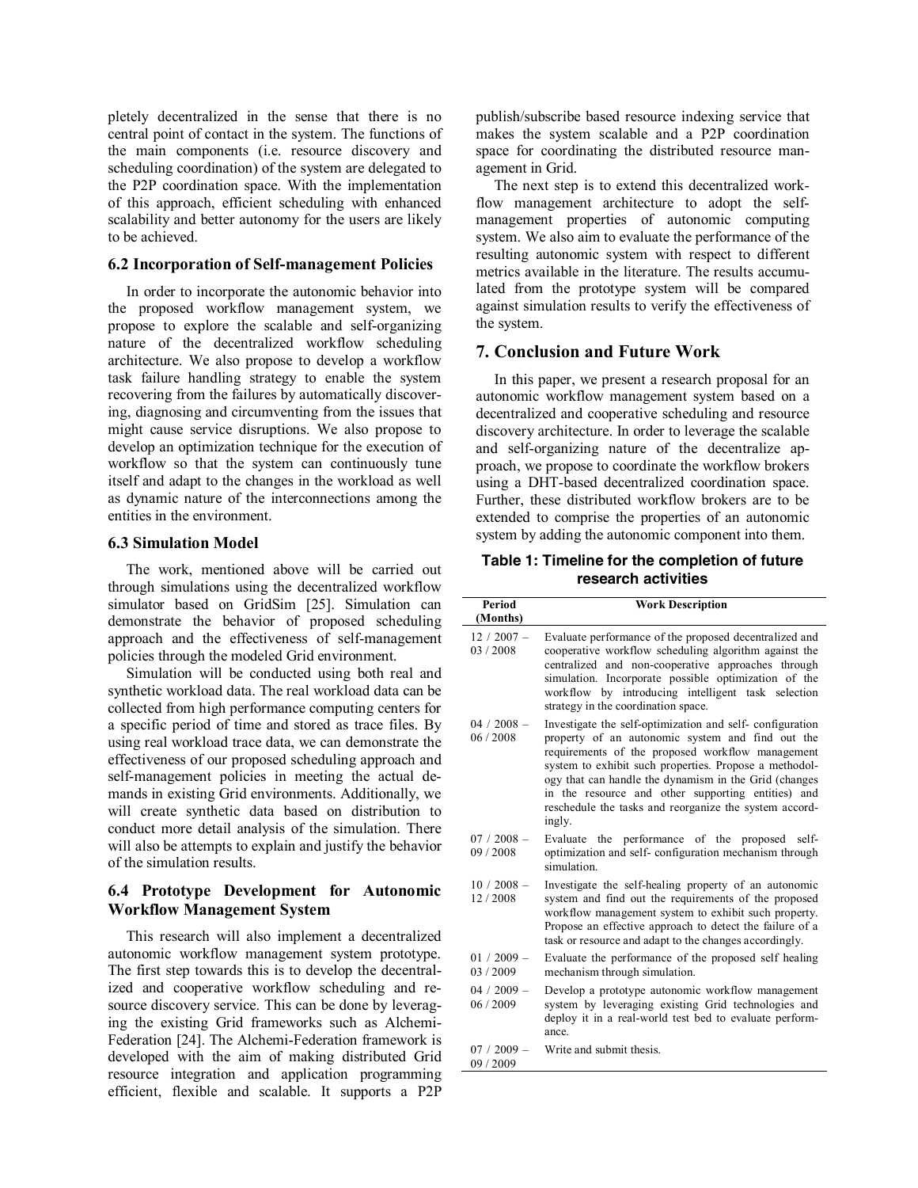pletely decentralized in the sense that there is no central point of contact in the system. The functions of the main components (i.e. resource discovery and scheduling coordination) of the system are delegated to the P2P coordination space. With the implementation of this approach, efficient scheduling with enhanced scalability and better autonomy for the users are likely to be achieved.

### 6.2 Incorporation of Self-management Policies

In order to incorporate the autonomic behavior into the proposed workflow management system, we propose to explore the scalable and self-organizing nature of the decentralized workflow scheduling architecture. We also propose to develop a workflow task failure handling strategy to enable the system recovering from the failures by automatically discovering, diagnosing and circumventing from the issues that might cause service disruptions. We also propose to develop an optimization technique for the execution of workflow so that the system can continuously tune itself and adapt to the changes in the workload as well as dynamic nature of the interconnections among the entities in the environment.

### 6.3 Simulation Model

The work, mentioned above will be carried out through simulations using the decentralized workflow simulator based on GridSim [25]. Simulation can demonstrate the behavior of proposed scheduling approach and the effectiveness of self-management policies through the modeled Grid environment.

Simulation will be conducted using both real and synthetic workload data. The real workload data can be collected from high performance computing centers for a specific period of time and stored as trace files. By using real workload trace data, we can demonstrate the effectiveness of our proposed scheduling approach and self-management policies in meeting the actual demands in existing Grid environments. Additionally, we will create synthetic data based on distribution to conduct more detail analysis of the simulation. There will also be attempts to explain and justify the behavior of the simulation results.

### 6.4 Prototype Development for Autonomic Workflow Management System

This research will also implement a decentralized autonomic workflow management system prototype. The first step towards this is to develop the decentralized and cooperative workflow scheduling and resource discovery service. This can be done by leveraging the existing Grid frameworks such as Alchemi-Federation [24]. The Alchemi-Federation framework is developed with the aim of making distributed Grid resource integration and application programming efficient, flexible and scalable. It supports a P2P publish/subscribe based resource indexing service that makes the system scalable and a P2P coordination space for coordinating the distributed resource management in Grid.

The next step is to extend this decentralized workflow management architecture to adopt the self-management properties of autonomic computing system. We also aim to evaluate the performance of the resulting autonomic system with respect to different metrics available in the literature. The results accumulated from the prototype system will be compared against simulation results to verify the effectiveness of the system.

## 7. Conclusion and Future Work

In this paper, we present a research proposal for an autonomic workflow management system based on a decentralized and cooperative scheduling and resource discovery architecture. In order to leverage the scalable and self-organizing nature of the decentralize approach, we propose to coordinate the workflow brokers using a DHT-based decentralized coordination space. Further, these distributed workflow brokers are to be extended to comprise the properties of an autonomic system by adding the autonomic component into them.

**Table 1: Timeline for the completion of future research activities**

| Period (Months) | Work Description |
|---|---|
| 12 / 2007 – 03 / 2008 | Evaluate performance of the proposed decentralized and cooperative workflow scheduling algorithm against the centralized and non-cooperative approaches through simulation. Incorporate possible optimization of the workflow by introducing intelligent task selection strategy in the coordination space. |
| 04 / 2008 – 06 / 2008 | Investigate the self-optimization and self- configuration property of an autonomic system and find out the requirements of the proposed workflow management system to exhibit such properties. Propose a methodology that can handle the dynamism in the Grid (changes in the resource and other supporting entities) and reschedule the tasks and reorganize the system accordingly. |
| 07 / 2008 – 09 / 2008 | Evaluate the performance of the proposed self-optimization and self- configuration mechanism through simulation. |
| 10 / 2008 – 12 / 2008 | Investigate the self-healing property of an autonomic system and find out the requirements of the proposed workflow management system to exhibit such property. Propose an effective approach to detect the failure of a task or resource and adapt to the changes accordingly. |
| 01 / 2009 – 03 / 2009 | Evaluate the performance of the proposed self healing mechanism through simulation. |
| 04 / 2009 – 06 / 2009 | Develop a prototype autonomic workflow management system by leveraging existing Grid technologies and deploy it in a real-world test bed to evaluate performance. |
| 07 / 2009 – 09 / 2009 | Write and submit thesis. |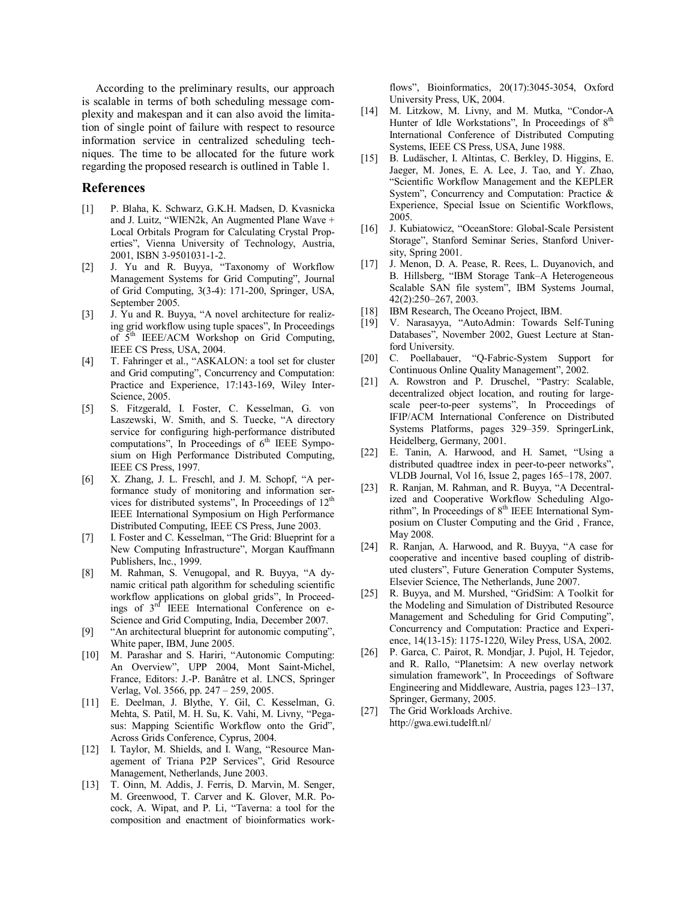According to the preliminary results, our approach is scalable in terms of both scheduling message complexity and makespan and it can also avoid the limitation of single point of failure with respect to resource information service in centralized scheduling techniques. The time to be allocated for the future work regarding the proposed research is outlined in Table 1.

## References

[1] P. Blaha, K. Schwarz, G.K.H. Madsen, D. Kvasnicka and J. Luitz, "WIEN2k, An Augmented Plane Wave + Local Orbitals Program for Calculating Crystal Properties", Vienna University of Technology, Austria, 2001, ISBN 3-9501031-1-2.

[2] J. Yu and R. Buyya, "Taxonomy of Workflow Management Systems for Grid Computing", Journal of Grid Computing, 3(3-4): 171-200, Springer, USA, September 2005.

[3] J. Yu and R. Buyya, "A novel architecture for realizing grid workflow using tuple spaces", In Proceedings of 5th IEEE/ACM Workshop on Grid Computing, IEEE CS Press, USA, 2004.

[4] T. Fahringer et al., "ASKALON: a tool set for cluster and Grid computing", Concurrency and Computation: Practice and Experience, 17:143-169, Wiley InterScience, 2005.

[5] S. Fitzgerald, I. Foster, C. Kesselman, G. von Laszewski, W. Smith, and S. Tuecke, "A directory service for configuring high-performance distributed computations", In Proceedings of 6th IEEE Symposium on High Performance Distributed Computing, IEEE CS Press, 1997.

[6] X. Zhang, J. L. Freschl, and J. M. Schopf, "A performance study of monitoring and information services for distributed systems", In Proceedings of 12th IEEE International Symposium on High Performance Distributed Computing, IEEE CS Press, June 2003.

[7] I. Foster and C. Kesselman, "The Grid: Blueprint for a New Computing Infrastructure", Morgan Kauffmann Publishers, Inc., 1999.

[8] M. Rahman, S. Venugopal, and R. Buyya, "A dynamic critical path algorithm for scheduling scientific workflow applications on global grids", In Proceedings of 3rd IEEE International Conference on e-Science and Grid Computing, India, December 2007.

[9] "An architectural blueprint for autonomic computing", White paper, IBM, June 2005.

[10] M. Parashar and S. Hariri, "Autonomic Computing: An Overview", UPP 2004, Mont Saint-Michel, France, Editors: J.-P. Banâtre et al. LNCS, Springer Verlag, Vol. 3566, pp. 247 – 259, 2005.

[11] E. Deelman, J. Blythe, Y. Gil, C. Kesselman, G. Mehta, S. Patil, M. H. Su, K. Vahi, M. Livny, "Pegasus: Mapping Scientific Workflow onto the Grid", Across Grids Conference, Cyprus, 2004.

[12] I. Taylor, M. Shields, and I. Wang, "Resource Management of Triana P2P Services", Grid Resource Management, Netherlands, June 2003.

[13] T. Oinn, M. Addis, J. Ferris, D. Marvin, M. Senger, M. Greenwood, T. Carver and K. Glover, M.R. Pocock, A. Wipat, and P. Li, "Taverna: a tool for the composition and enactment of bioinformatics workflows", Bioinformatics, 20(17):3045-3054, Oxford University Press, UK, 2004.

[14] M. Litzkow, M. Livny, and M. Mutka, "Condor-A Hunter of Idle Workstations", In Proceedings of 8th International Conference of Distributed Computing Systems, IEEE CS Press, USA, June 1988.

[15] B. Ludäscher, I. Altintas, C. Berkley, D. Higgins, E. Jaeger, M. Jones, E. A. Lee, J. Tao, and Y. Zhao, "Scientific Workflow Management and the KEPLER System", Concurrency and Computation: Practice & Experience, Special Issue on Scientific Workflows, 2005.

[16] J. Kubiatowicz, "OceanStore: Global-Scale Persistent Storage", Stanford Seminar Series, Stanford University, Spring 2001.

[17] J. Menon, D. A. Pease, R. Rees, L. Duyanovich, and B. Hillsberg, "IBM Storage Tank–A Heterogeneous Scalable SAN file system", IBM Systems Journal, 42(2):250–267, 2003.

[18] IBM Research, The Oceano Project, IBM.

[19] V. Narasayya, "AutoAdmin: Towards Self-Tuning Databases", November 2002, Guest Lecture at Stanford University.

[20] C. Poellabauer, "Q-Fabric-System Support for Continuous Online Quality Management", 2002.

[21] A. Rowstron and P. Druschel, "Pastry: Scalable, decentralized object location, and routing for large-scale peer-to-peer systems", In Proceedings of IFIP/ACM International Conference on Distributed Systems Platforms, pages 329–359. SpringerLink, Heidelberg, Germany, 2001.

[22] E. Tanin, A. Harwood, and H. Samet, "Using a distributed quadtree index in peer-to-peer networks", VLDB Journal, Vol 16, Issue 2, pages 165–178, 2007.

[23] R. Ranjan, M. Rahman, and R. Buyya, "A Decentralized and Cooperative Workflow Scheduling Algorithm", In Proceedings of 8th IEEE International Symposium on Cluster Computing and the Grid , France, May 2008.

[24] R. Ranjan, A. Harwood, and R. Buyya, "A case for cooperative and incentive based coupling of distributed clusters", Future Generation Computer Systems, Elsevier Science, The Netherlands, June 2007.

[25] R. Buyya, and M. Murshed, "GridSim: A Toolkit for the Modeling and Simulation of Distributed Resource Management and Scheduling for Grid Computing", Concurrency and Computation: Practice and Experience, 14(13-15): 1175-1220, Wiley Press, USA, 2002.

[26] P. Garca, C. Pairot, R. Mondjar, J. Pujol, H. Tejedor, and R. Rallo, "Planetsim: A new overlay network simulation framework", In Proceedings of Software Engineering and Middleware, Austria, pages 123–137, Springer, Germany, 2005.

[27] The Grid Workloads Archive. http://gwa.ewi.tudelft.nl/